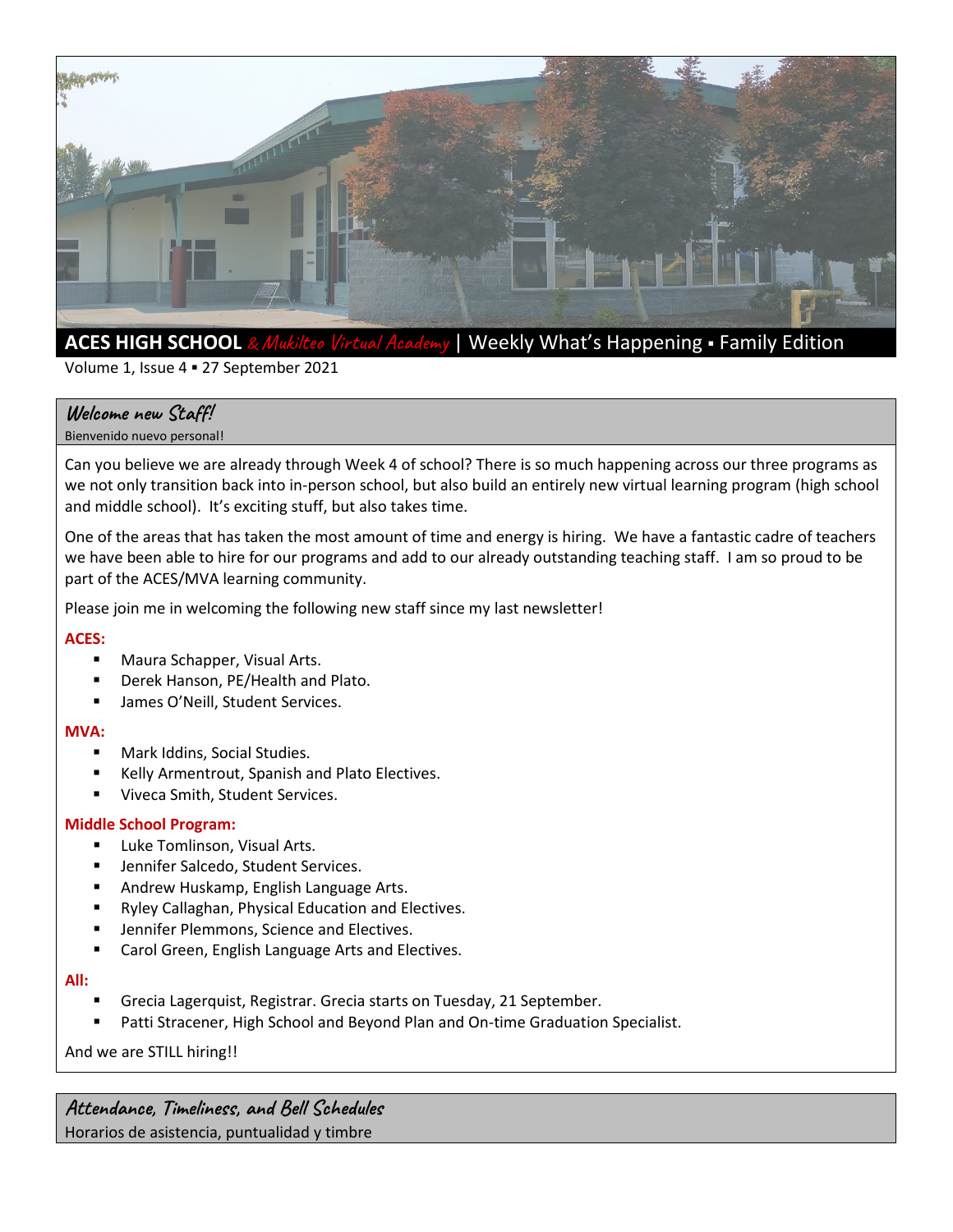# ACES HIGH SCHOOL *& Mukilteo Virtual Academy* | Weekly What's Happening ▪ Family Edition

Volume 1, Issue 4 ▪ 27 September 2021

## *Welcome new Staff!*

Bienvenido nuevo personal!

Can you believe we are already through Week 4 of school? There is so much happening across our three programs as we not only transition back into in-person school, but also build an entirely new virtual learning program (high school and middle school). It's exciting stuff, but also takes time.

One of the areas that has taken the most amount of time and energy is hiring. We have a fantastic cadre of teachers we have been able to hire for our programs and add to our already outstanding teaching staff. I am so proud to be part of the ACES/MVA learning community.

Please join me in welcoming the following new staff since my last newsletter!

**ACES:**

- Maura Schapper, Visual Arts.
- Derek Hanson, PE/Health and Plato.
- James O'Neill, Student Services.

**MVA:**

- Mark Iddins, Social Studies.
- Kelly Armentrout, Spanish and Plato Electives.
- Viveca Smith, Student Services.

**Middle School Program:**

- Luke Tomlinson, Visual Arts.
- Jennifer Salcedo, Student Services.
- Andrew Huskamp, English Language Arts.
- Ryley Callaghan, Physical Education and Electives.
- Jennifer Plemmons, Science and Electives.
- Carol Green, English Language Arts and Electives.

**All:**

- Grecia Lagerquist, Registrar. Grecia starts on Tuesday, 21 September.
- Patti Stracener, High School and Beyond Plan and On-time Graduation Specialist.

And we are STILL hiring!!

## *Attendance, Timeliness, and Bell Schedules*

Horarios de asistencia, puntualidad y timbre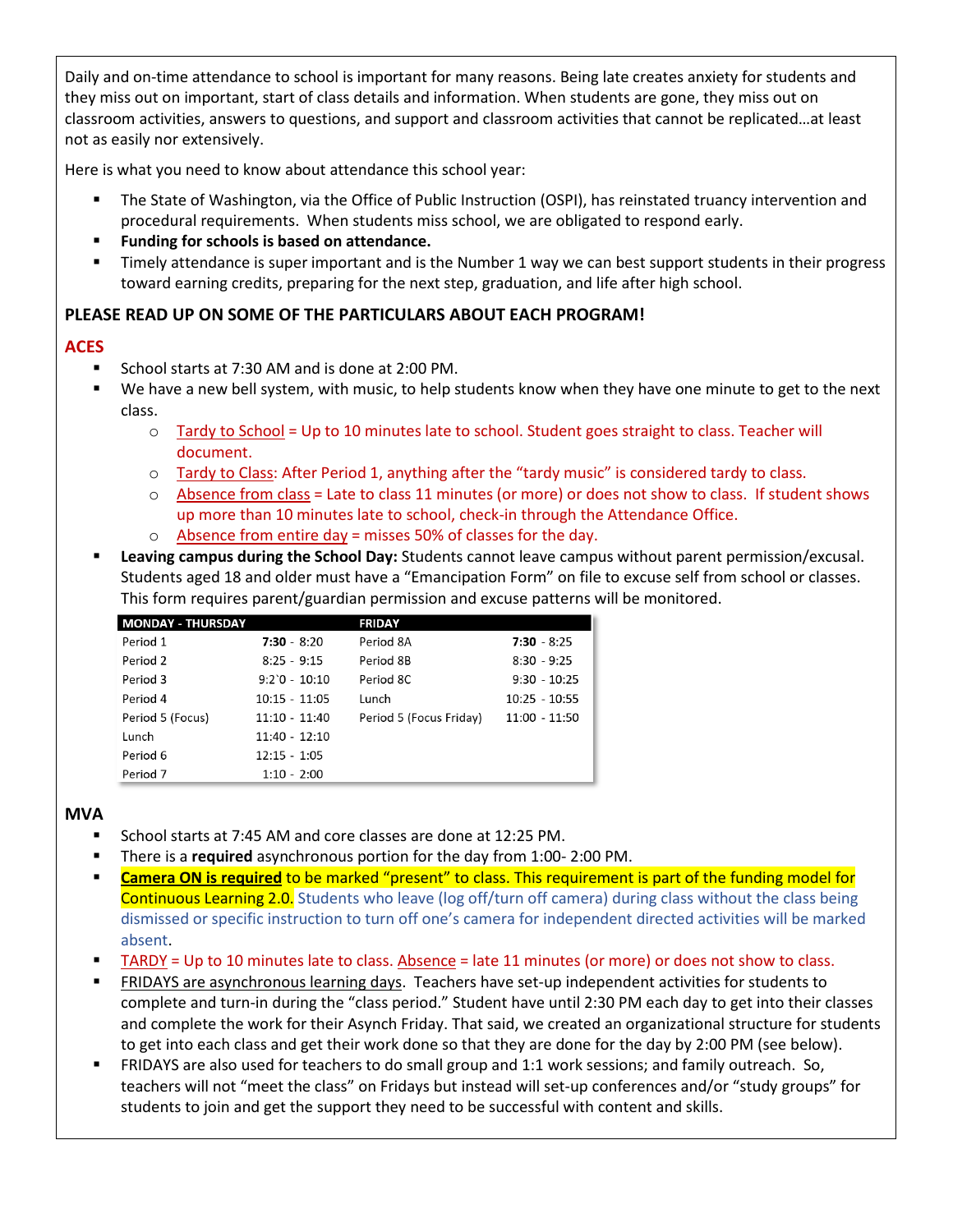Daily and on-time attendance to school is important for many reasons. Being late creates anxiety for students and they miss out on important, start of class details and information. When students are gone, they miss out on classroom activities, answers to questions, and support and classroom activities that cannot be replicated…at least not as easily nor extensively.

Here is what you need to know about attendance this school year:

- The State of Washington, via the Office of Public Instruction (OSPI), has reinstated truancy intervention and procedural requirements. When students miss school, we are obligated to respond early.
- **Funding for schools is based on attendance.**
- Timely attendance is super important and is the Number 1 way we can best support students in their progress toward earning credits, preparing for the next step, graduation, and life after high school.

### PLEASE READ UP ON SOME OF THE PARTICULARS ABOUT EACH PROGRAM!

### ACES

- School starts at 7:30 AM and is done at 2:00 PM.
- We have a new bell system, with music, to help students know when they have one minute to get to the next class.
  - Tardy to School = Up to 10 minutes late to school. Student goes straight to class. Teacher will document.
  - Tardy to Class: After Period 1, anything after the "tardy music" is considered tardy to class.
  - Absence from class = Late to class 11 minutes (or more) or does not show to class. If student shows up more than 10 minutes late to school, check-in through the Attendance Office.
  - Absence from entire day = misses 50% of classes for the day.
- **Leaving campus during the School Day:** Students cannot leave campus without parent permission/excusal. Students aged 18 and older must have a "Emancipation Form" on file to excuse self from school or classes. This form requires parent/guardian permission and excuse patterns will be monitored.

| MONDAY - THURSDAY | | FRIDAY | |
|---|---|---|---|
| Period 1 | **7:30** - 8:20 | Period 8A | **7:30** - 8:25 |
| Period 2 | 8:25 - 9:15 | Period 8B | 8:30 - 9:25 |
| Period 3 | 9:2`0 - 10:10 | Period 8C | 9:30 - 10:25 |
| Period 4 | 10:15 - 11:05 | Lunch | 10:25 - 10:55 |
| Period 5 (Focus) | 11:10 - 11:40 | Period 5 (Focus Friday) | 11:00 - 11:50 |
| Lunch | 11:40 - 12:10 | | |
| Period 6 | 12:15 - 1:05 | | |
| Period 7 | 1:10 - 2:00 | | |

### MVA

- School starts at 7:45 AM and core classes are done at 12:25 PM.
- There is a **required** asynchronous portion for the day from 1:00- 2:00 PM.
- **Camera ON is required** to be marked "present" to class. This requirement is part of the funding model for Continuous Learning 2.0. Students who leave (log off/turn off camera) during class without the class being dismissed or specific instruction to turn off one's camera for independent directed activities will be marked absent.
- TARDY = Up to 10 minutes late to class. Absence = late 11 minutes (or more) or does not show to class.
- FRIDAYS are asynchronous learning days. Teachers have set-up independent activities for students to complete and turn-in during the "class period." Student have until 2:30 PM each day to get into their classes and complete the work for their Asynch Friday. That said, we created an organizational structure for students to get into each class and get their work done so that they are done for the day by 2:00 PM (see below).
- FRIDAYS are also used for teachers to do small group and 1:1 work sessions; and family outreach. So, teachers will not "meet the class" on Fridays but instead will set-up conferences and/or "study groups" for students to join and get the support they need to be successful with content and skills.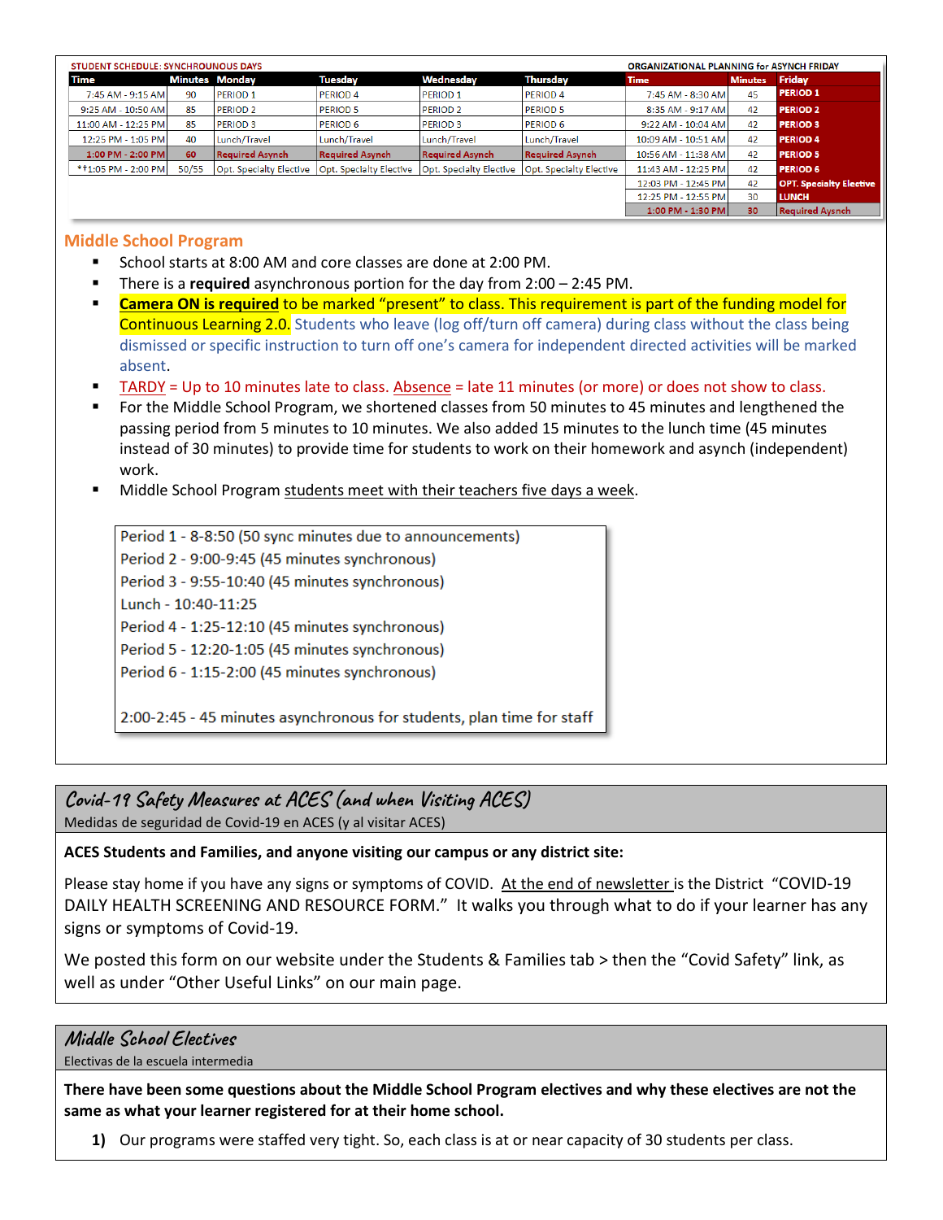| STUDENT SCHEDULE: SYNCHROUNOUS DAYS | | | | | | | ORGANIZATIONAL PLANNING for ASYNCH FRIDAY | | |
|---|---|---|---|---|---|---|---|---|---|
| **Time** | **Minutes** | **Monday** | **Tuesday** | **Wednesday** | **Thursday** | | **Time** | **Minutes** | **Friday** |
| 7:45 AM - 9:15 AM | 90 | PERIOD 1 | PERIOD 4 | PERIOD 1 | PERIOD 4 | | 7:45 AM - 8:30 AM | 45 | PERIOD 1 |
| 9:25 AM - 10:50 AM | 85 | PERIOD 2 | PERIOD 5 | PERIOD 2 | PERIOD 5 | | 8:35 AM - 9:17 AM | 42 | PERIOD 2 |
| 11:00 AM - 12:25 PM | 85 | PERIOD 3 | PERIOD 6 | PERIOD 3 | PERIOD 6 | | 9:22 AM - 10:04 AM | 42 | PERIOD 3 |
| 12:25 PM - 1:05 PM | 40 | Lunch/Travel | Lunch/Travel | Lunch/Travel | Lunch/Travel | | 10:09 AM - 10:51 AM | 42 | PERIOD 4 |
| 1:00 PM - 2:00 PM | 60 | Required Asynch | Required Asynch | Required Asynch | Required Asynch | | 10:56 AM - 11:38 AM | 42 | PERIOD 5 |
| *†1:05 PM - 2:00 PM | 50/55 | Opt. Specialty Elective | Opt. Specialty Elective | Opt. Specialty Elective | Opt. Specialty Elective | | 11:43 AM - 12:25 PM | 42 | PERIOD 6 |
| | | | | | | | 12:03 PM - 12:45 PM | 42 | OPT. Specialty Elective |
| | | | | | | | 12:25 PM - 12:55 PM | 30 | LUNCH |
| | | | | | | | 1:00 PM - 1:30 PM | 30 | Required Aysnch |

## Middle School Program

- School starts at 8:00 AM and core classes are done at 2:00 PM.
- There is a **required** asynchronous portion for the day from 2:00 – 2:45 PM.
- **Camera ON is required** to be marked "present" to class. This requirement is part of the funding model for Continuous Learning 2.0. Students who leave (log off/turn off camera) during class without the class being dismissed or specific instruction to turn off one's camera for independent directed activities will be marked absent.
- TARDY = Up to 10 minutes late to class. Absence = late 11 minutes (or more) or does not show to class.
- For the Middle School Program, we shortened classes from 50 minutes to 45 minutes and lengthened the passing period from 5 minutes to 10 minutes. We also added 15 minutes to the lunch time (45 minutes instead of 30 minutes) to provide time for students to work on their homework and asynch (independent) work.
- Middle School Program students meet with their teachers five days a week.

Period 1 - 8-8:50 (50 sync minutes due to announcements)
Period 2 - 9:00-9:45 (45 minutes synchronous)
Period 3 - 9:55-10:40 (45 minutes synchronous)
Lunch - 10:40-11:25
Period 4 - 1:25-12:10 (45 minutes synchronous)
Period 5 - 12:20-1:05 (45 minutes synchronous)
Period 6 - 1:15-2:00 (45 minutes synchronous)

2:00-2:45 - 45 minutes asynchronous for students, plan time for staff

## *Covid-19 Safety Measures at ACES (and when Visiting ACES)*

Medidas de seguridad de Covid-19 en ACES (y al visitar ACES)

**ACES Students and Families, and anyone visiting our campus or any district site:**

Please stay home if you have any signs or symptoms of COVID. At the end of newsletter is the District "COVID-19 DAILY HEALTH SCREENING AND RESOURCE FORM." It walks you through what to do if your learner has any signs or symptoms of Covid-19.

We posted this form on our website under the Students & Families tab > then the "Covid Safety" link, as well as under "Other Useful Links" on our main page.

## *Middle School Electives*

Electivas de la escuela intermedia

**There have been some questions about the Middle School Program electives and why these electives are not the same as what your learner registered for at their home school.**

1) Our programs were staffed very tight. So, each class is at or near capacity of 30 students per class.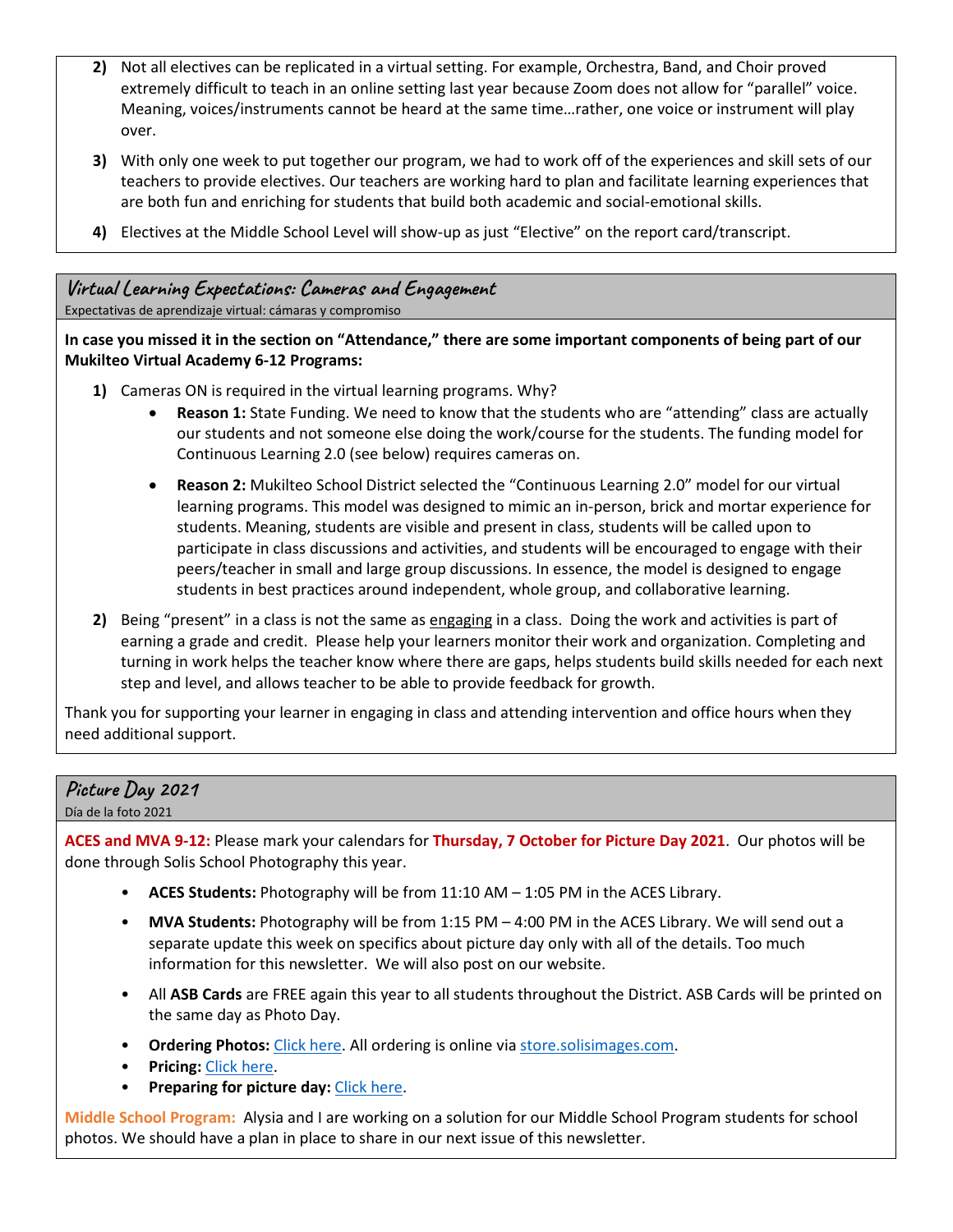2) Not all electives can be replicated in a virtual setting. For example, Orchestra, Band, and Choir proved extremely difficult to teach in an online setting last year because Zoom does not allow for "parallel" voice. Meaning, voices/instruments cannot be heard at the same time…rather, one voice or instrument will play over.

3) With only one week to put together our program, we had to work off of the experiences and skill sets of our teachers to provide electives. Our teachers are working hard to plan and facilitate learning experiences that are both fun and enriching for students that build both academic and social-emotional skills.

4) Electives at the Middle School Level will show-up as just "Elective" on the report card/transcript.

## Virtual Learning Expectations: Cameras and Engagement

Expectativas de aprendizaje virtual: cámaras y compromiso

**In case you missed it in the section on "Attendance," there are some important components of being part of our Mukilteo Virtual Academy 6-12 Programs:**

1) Cameras ON is required in the virtual learning programs. Why?
   - **Reason 1:** State Funding. We need to know that the students who are "attending" class are actually our students and not someone else doing the work/course for the students. The funding model for Continuous Learning 2.0 (see below) requires cameras on.
   - **Reason 2:** Mukilteo School District selected the "Continuous Learning 2.0" model for our virtual learning programs. This model was designed to mimic an in-person, brick and mortar experience for students. Meaning, students are visible and present in class, students will be called upon to participate in class discussions and activities, and students will be encouraged to engage with their peers/teacher in small and large group discussions. In essence, the model is designed to engage students in best practices around independent, whole group, and collaborative learning.

2) Being "present" in a class is not the same as engaging in a class. Doing the work and activities is part of earning a grade and credit. Please help your learners monitor their work and organization. Completing and turning in work helps the teacher know where there are gaps, helps students build skills needed for each next step and level, and allows teacher to be able to provide feedback for growth.

Thank you for supporting your learner in engaging in class and attending intervention and office hours when they need additional support.

## Picture Day 2021

Día de la foto 2021

**ACES and MVA 9-12:** Please mark your calendars for **Thursday, 7 October for Picture Day 2021**. Our photos will be done through Solis School Photography this year.

- **ACES Students:** Photography will be from 11:10 AM – 1:05 PM in the ACES Library.
- **MVA Students:** Photography will be from 1:15 PM – 4:00 PM in the ACES Library. We will send out a separate update this week on specifics about picture day only with all of the details. Too much information for this newsletter. We will also post on our website.
- All **ASB Cards** are FREE again this year to all students throughout the District. ASB Cards will be printed on the same day as Photo Day.
- **Ordering Photos:** Click here. All ordering is online via store.solisimages.com.
- **Pricing:** Click here.
- **Preparing for picture day:** Click here.

**Middle School Program:** Alysia and I are working on a solution for our Middle School Program students for school photos. We should have a plan in place to share in our next issue of this newsletter.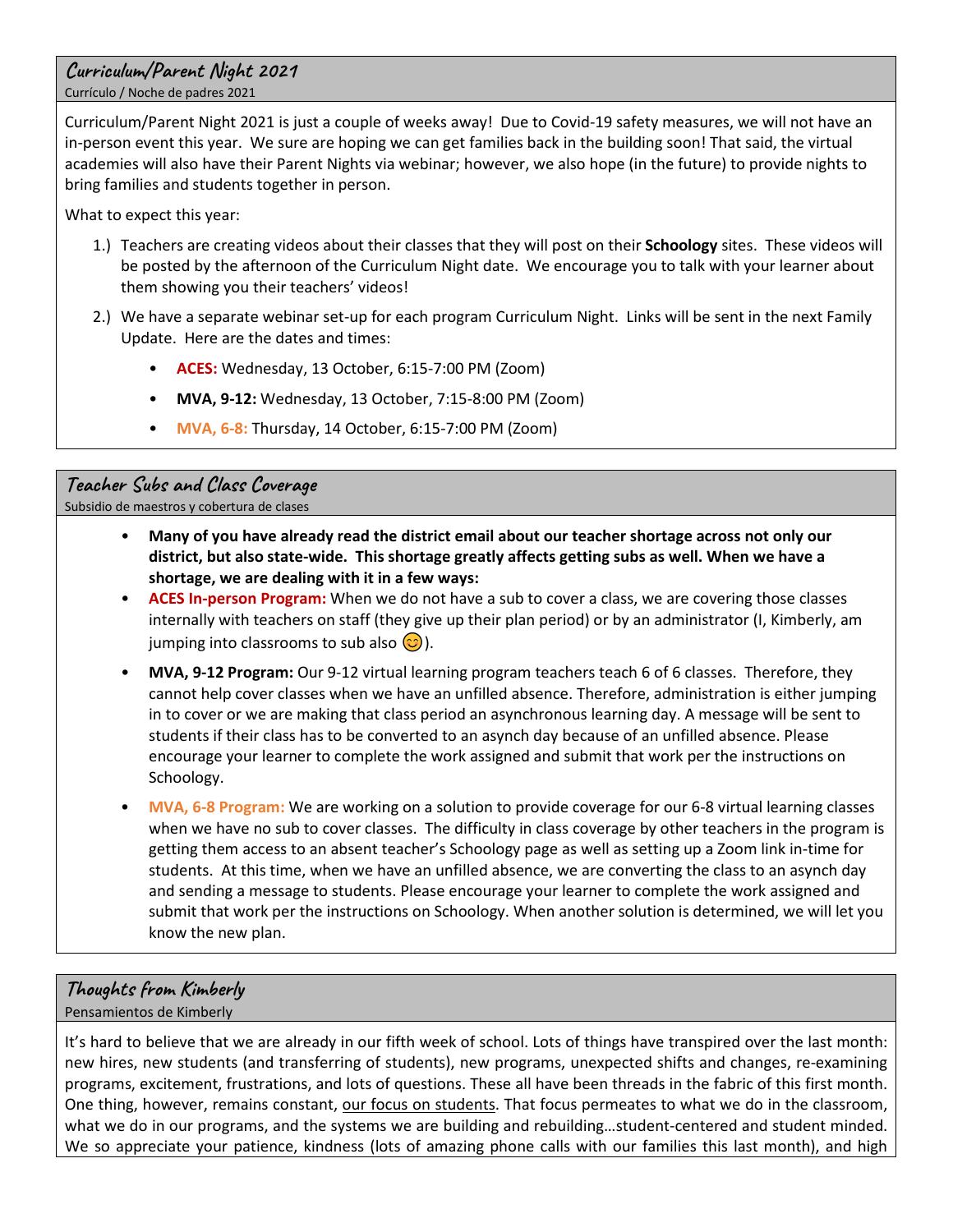## Curriculum/Parent Night 2021

Currículo / Noche de padres 2021

Curriculum/Parent Night 2021 is just a couple of weeks away! Due to Covid-19 safety measures, we will not have an in-person event this year. We sure are hoping we can get families back in the building soon! That said, the virtual academies will also have their Parent Nights via webinar; however, we also hope (in the future) to provide nights to bring families and students together in person.

What to expect this year:

1.) Teachers are creating videos about their classes that they will post on their **Schoology** sites. These videos will be posted by the afternoon of the Curriculum Night date. We encourage you to talk with your learner about them showing you their teachers' videos!

2.) We have a separate webinar set-up for each program Curriculum Night. Links will be sent in the next Family Update. Here are the dates and times:

- **ACES:** Wednesday, 13 October, 6:15-7:00 PM (Zoom)
- **MVA, 9-12:** Wednesday, 13 October, 7:15-8:00 PM (Zoom)
- **MVA, 6-8:** Thursday, 14 October, 6:15-7:00 PM (Zoom)

## Teacher Subs and Class Coverage

Subsidio de maestros y cobertura de clases

- **Many of you have already read the district email about our teacher shortage across not only our district, but also state-wide. This shortage greatly affects getting subs as well. When we have a shortage, we are dealing with it in a few ways:**
- **ACES In-person Program:** When we do not have a sub to cover a class, we are covering those classes internally with teachers on staff (they give up their plan period) or by an administrator (I, Kimberly, am jumping into classrooms to sub also 😊).
- **MVA, 9-12 Program:** Our 9-12 virtual learning program teachers teach 6 of 6 classes. Therefore, they cannot help cover classes when we have an unfilled absence. Therefore, administration is either jumping in to cover or we are making that class period an asynchronous learning day. A message will be sent to students if their class has to be converted to an asynch day because of an unfilled absence. Please encourage your learner to complete the work assigned and submit that work per the instructions on Schoology.
- **MVA, 6-8 Program:** We are working on a solution to provide coverage for our 6-8 virtual learning classes when we have no sub to cover classes. The difficulty in class coverage by other teachers in the program is getting them access to an absent teacher's Schoology page as well as setting up a Zoom link in-time for students. At this time, when we have an unfilled absence, we are converting the class to an asynch day and sending a message to students. Please encourage your learner to complete the work assigned and submit that work per the instructions on Schoology. When another solution is determined, we will let you know the new plan.

## Thoughts from Kimberly

Pensamientos de Kimberly

It's hard to believe that we are already in our fifth week of school. Lots of things have transpired over the last month: new hires, new students (and transferring of students), new programs, unexpected shifts and changes, re-examining programs, excitement, frustrations, and lots of questions. These all have been threads in the fabric of this first month. One thing, however, remains constant, our focus on students. That focus permeates to what we do in the classroom, what we do in our programs, and the systems we are building and rebuilding…student-centered and student minded. We so appreciate your patience, kindness (lots of amazing phone calls with our families this last month), and high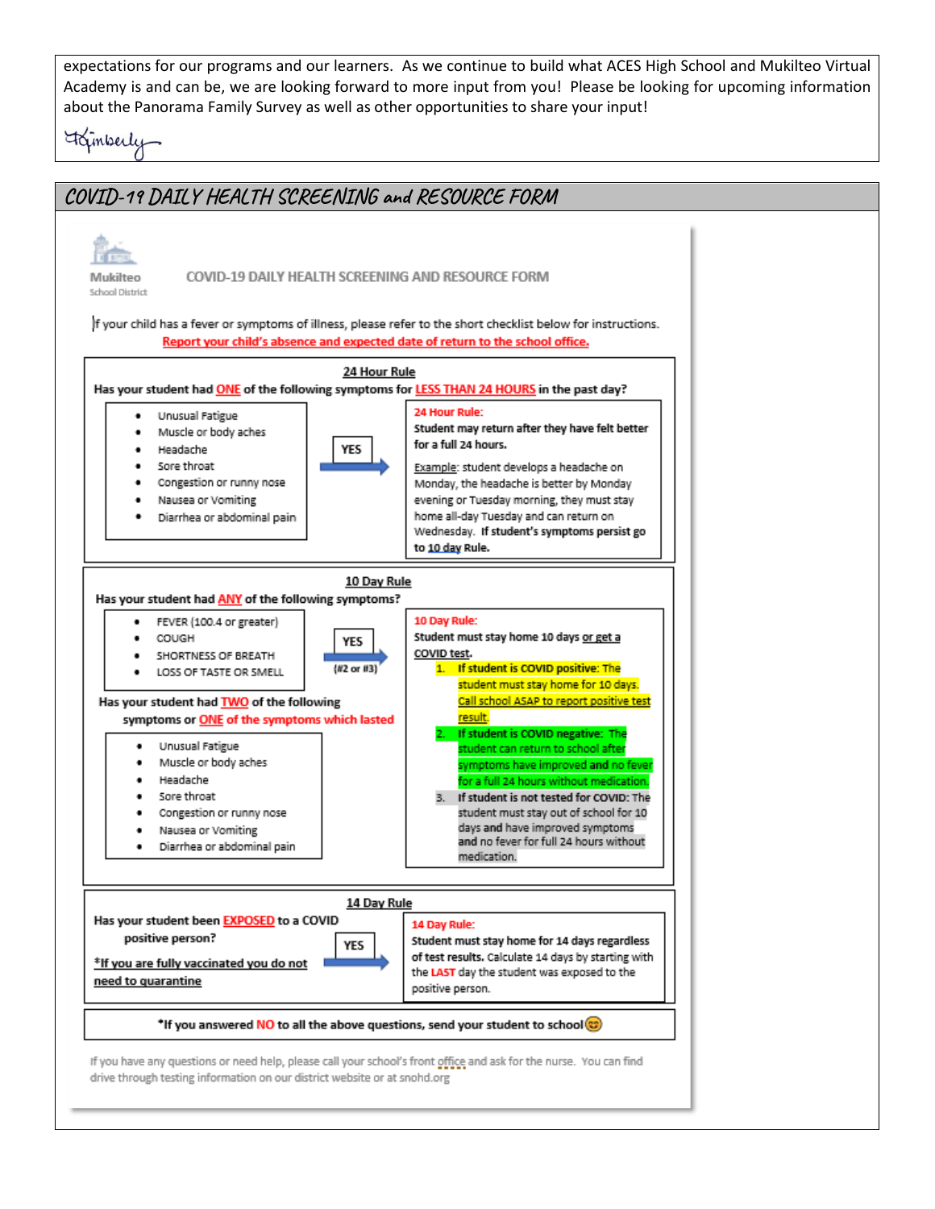expectations for our programs and our learners. As we continue to build what ACES High School and Mukilteo Virtual Academy is and can be, we are looking forward to more input from you! Please be looking for upcoming information about the Panorama Family Survey as well as other opportunities to share your input!

Kimberly

## COVID-19 DAILY HEALTH SCREENING and RESOURCE FORM

Mukilteo School District

### COVID-19 DAILY HEALTH SCREENING AND RESOURCE FORM

If your child has a fever or symptoms of illness, please refer to the short checklist below for instructions.

**Report your child's absence and expected date of return to the school office.**

#### 24 Hour Rule

**Has your student had ONE of the following symptoms for LESS THAN 24 HOURS in the past day?**

- Unusual Fatigue
- Muscle or body aches
- Headache
- Sore throat
- Congestion or runny nose
- Nausea or Vomiting
- Diarrhea or abdominal pain

YES →

**24 Hour Rule:**
**Student may return after they have felt better for a full 24 hours.**

Example: student develops a headache on Monday, the headache is better by Monday evening or Tuesday morning, they must stay home all-day Tuesday and can return on Wednesday. **If student's symptoms persist go to 10 day Rule.**

#### 10 Day Rule

**Has your student had ANY of the following symptoms?**

- FEVER (100.4 or greater)
- COUGH
- SHORTNESS OF BREATH
- LOSS OF TASTE OR SMELL

**Has your student had TWO of the following symptoms or ONE of the symptoms which lasted**

- Unusual Fatigue
- Muscle or body aches
- Headache
- Sore throat
- Congestion or runny nose
- Nausea or Vomiting
- Diarrhea or abdominal pain

YES (#2 or #3) →

**10 Day Rule:**
**Student must stay home 10 days or get a COVID test.**

1. **If student is COVID positive:** The student must stay home for 10 days. Call school ASAP to report positive test result.
2. **If student is COVID negative:** The student can return to school after symptoms have improved **and** no fever for a full 24 hours without medication.
3. **If student is not tested for COVID:** The student must stay out of school for 10 days **and** have improved symptoms **and** no fever for full 24 hours without medication.

#### 14 Day Rule

**Has your student been EXPOSED to a COVID positive person?**

**\*If you are fully vaccinated you do not need to quarantine**

YES →

**14 Day Rule:**
**Student must stay home for 14 days regardless of test results.** Calculate 14 days by starting with the LAST day the student was exposed to the positive person.

**\*If you answered NO to all the above questions, send your student to school** 😊

If you have any questions or need help, please call your school's front office and ask for the nurse. You can find drive through testing information on our district website or at snohd.org